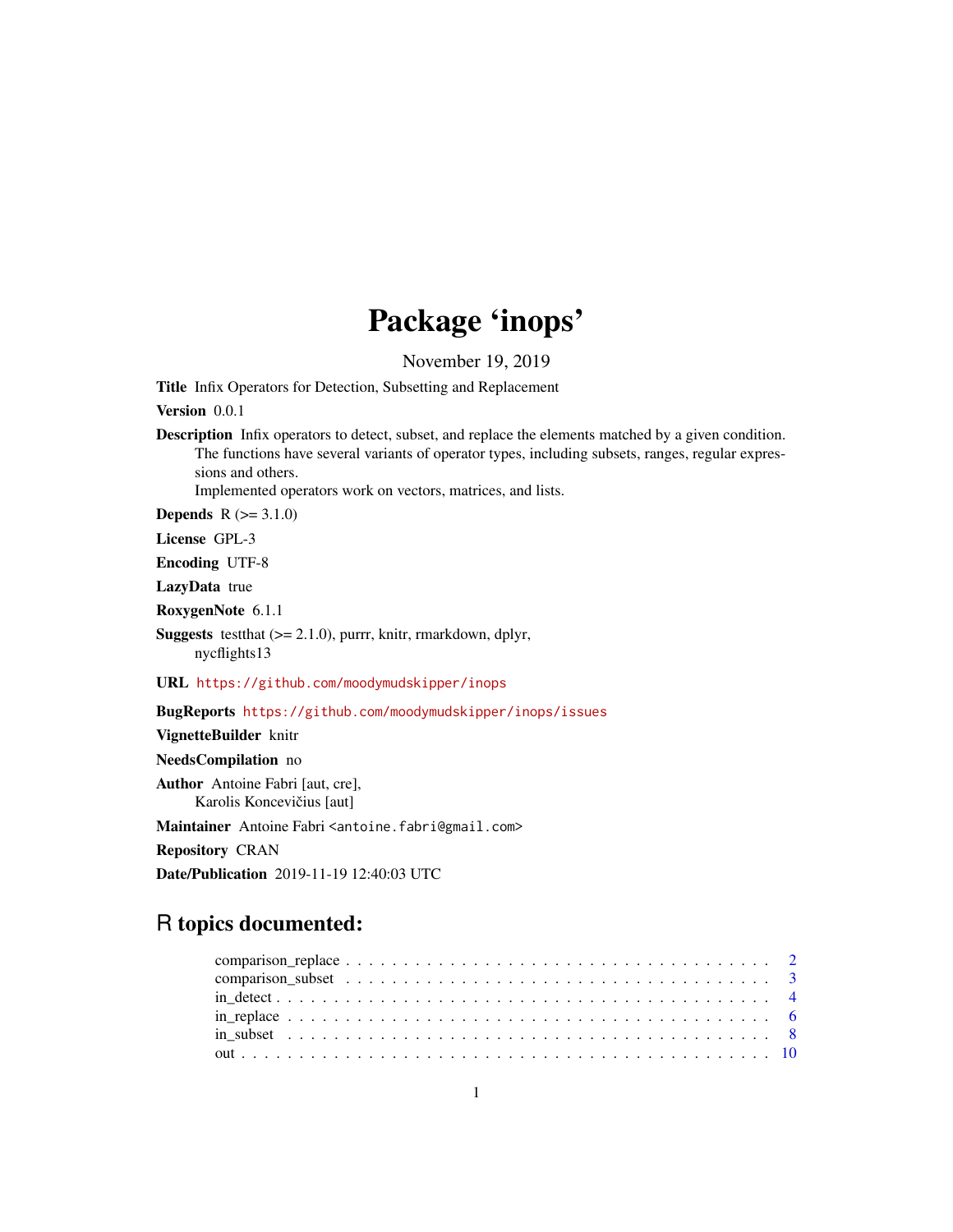# Package 'inops'

November 19, 2019

**Title** Infix Operators for Detection, Subsetting and Replacement

**Version** 0.0.1

**Description** Infix operators to detect, subset, and replace the elements matched by a given condition.
The functions have several variants of operator types, including subsets, ranges, regular expressions and others.
Implemented operators work on vectors, matrices, and lists.

**Depends** R (>= 3.1.0)

**License** GPL-3

**Encoding** UTF-8

**LazyData** true

**RoxygenNote** 6.1.1

**Suggests** testthat (>= 2.1.0), purrr, knitr, rmarkdown, dplyr,
nycflights13

**URL** https://github.com/moodymudskipper/inops

**BugReports** https://github.com/moodymudskipper/inops/issues

**VignetteBuilder** knitr

**NeedsCompilation** no

**Author** Antoine Fabri [aut, cre],
Karolis Koncevičius [aut]

**Maintainer** Antoine Fabri <antoine.fabri@gmail.com>

**Repository** CRAN

**Date/Publication** 2019-11-19 12:40:03 UTC

## R topics documented:

comparison_replace . . . . . . . . . . . . . . . . . . . . . . . . . . . . . . . . . . . . . 2
comparison_subset . . . . . . . . . . . . . . . . . . . . . . . . . . . . . . . . . . . . . 3
in_detect . . . . . . . . . . . . . . . . . . . . . . . . . . . . . . . . . . . . . . . . . . 4
in_replace . . . . . . . . . . . . . . . . . . . . . . . . . . . . . . . . . . . . . . . . . 6
in_subset . . . . . . . . . . . . . . . . . . . . . . . . . . . . . . . . . . . . . . . . . 8
out . . . . . . . . . . . . . . . . . . . . . . . . . . . . . . . . . . . . . . . . . . . . 10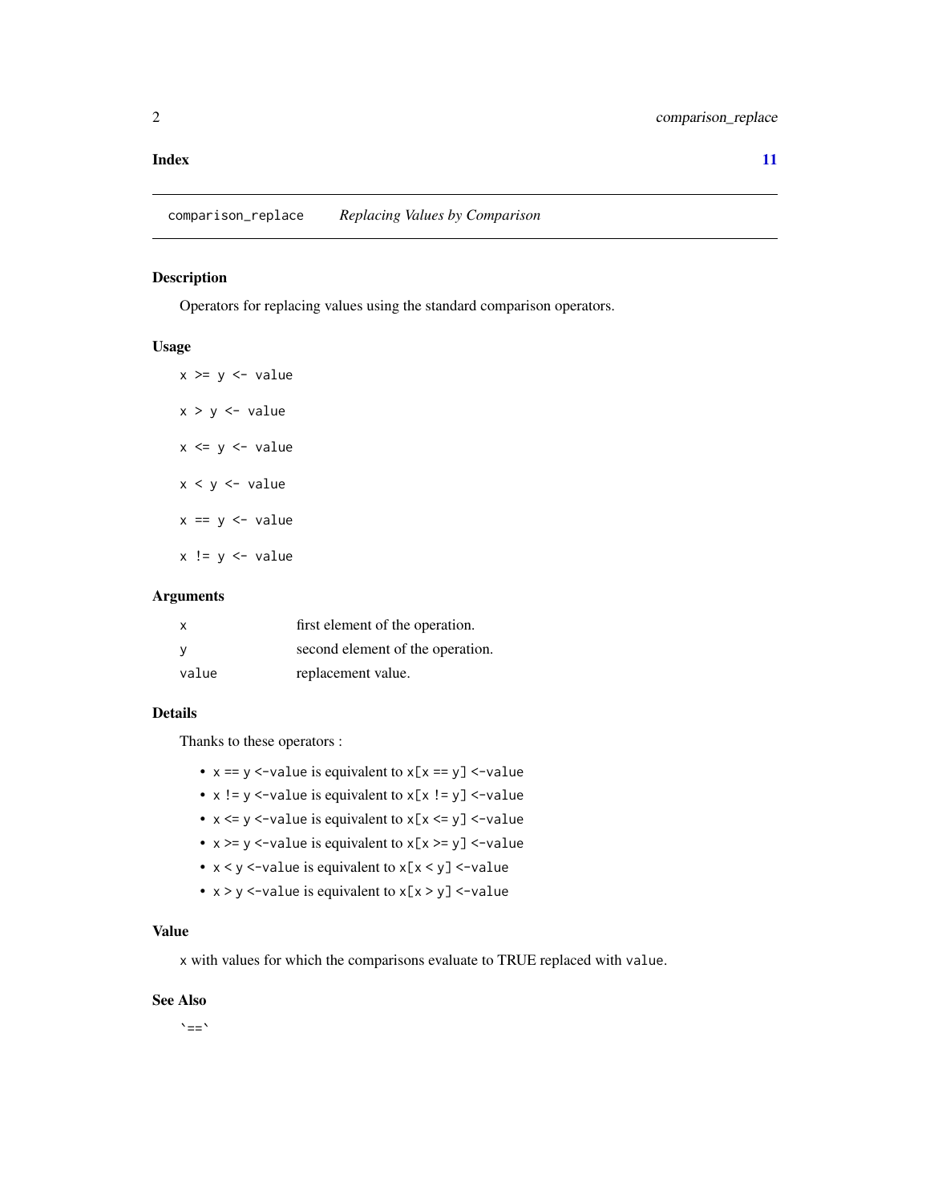**Index** 11

---

`comparison_replace` *Replacing Values by Comparison*

---

### Description

Operators for replacing values using the standard comparison operators.

### Usage

```
x >= y <- value

x > y <- value

x <= y <- value

x < y <- value

x == y <- value

x != y <- value
```

### Arguments

| | |
|---|---|
| `x` | first element of the operation. |
| `y` | second element of the operation. |
| `value` | replacement value. |

### Details

Thanks to these operators :

- `x == y <-value` is equivalent to `x[x == y] <-value`
- `x != y <-value` is equivalent to `x[x != y] <-value`
- `x <= y <-value` is equivalent to `x[x <= y] <-value`
- `x >= y <-value` is equivalent to `x[x >= y] <-value`
- `x < y <-value` is equivalent to `x[x < y] <-value`
- `x > y <-value` is equivalent to `x[x > y] <-value`

### Value

`x` with values for which the comparisons evaluate to TRUE replaced with `value`.

### See Also

`` `==` ``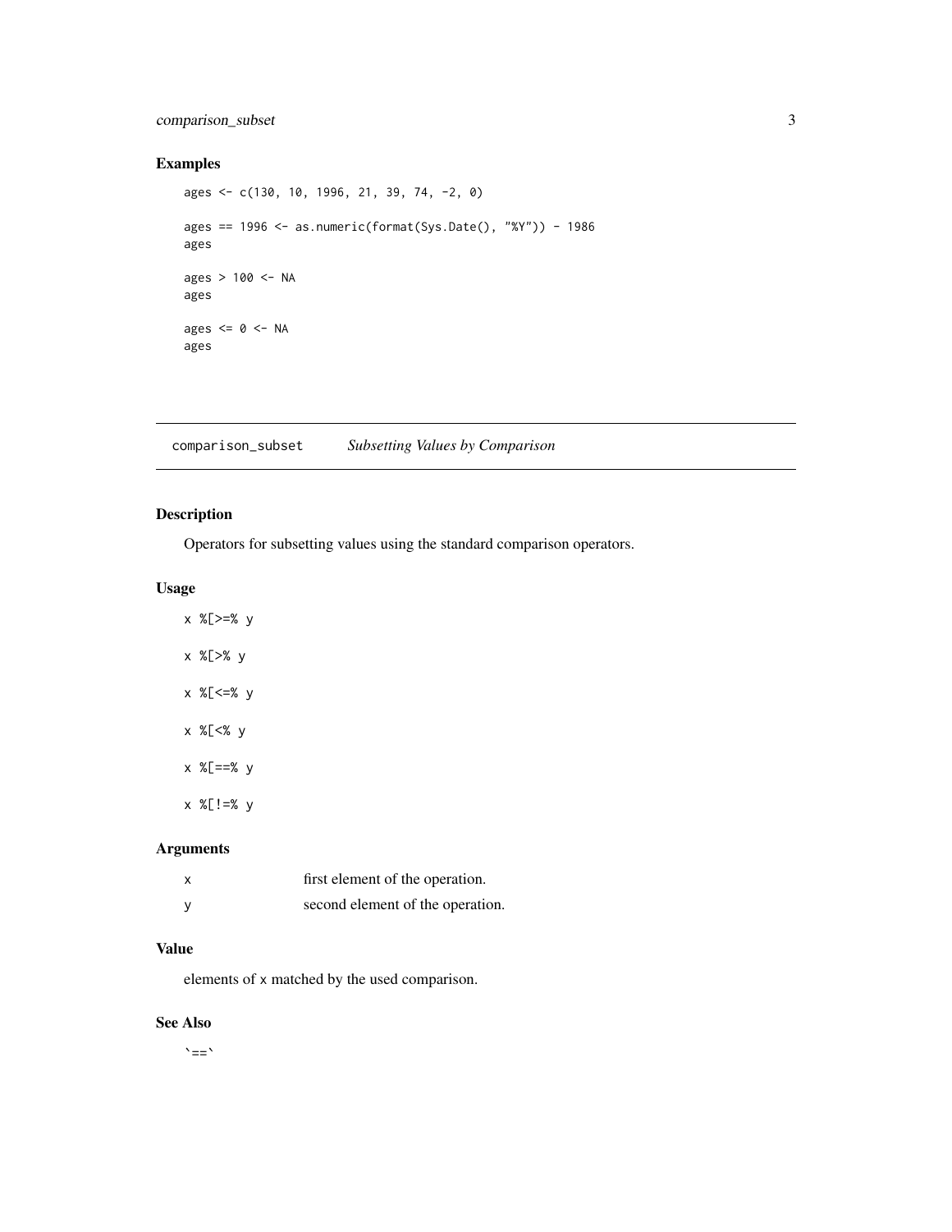## Examples

```
ages <- c(130, 10, 1996, 21, 39, 74, -2, 0)

ages == 1996 <- as.numeric(format(Sys.Date(), "%Y")) - 1986
ages

ages > 100 <- NA
ages

ages <= 0 <- NA
ages
```

---

# comparison_subset *Subsetting Values by Comparison*

---

## Description

Operators for subsetting values using the standard comparison operators.

## Usage

```
x %[>=% y

x %[>% y

x %[<=% y

x %[<% y

x %[==% y

x %[!=% y
```

## Arguments

| | |
|---|---|
| x | first element of the operation. |
| y | second element of the operation. |

## Value

elements of x matched by the used comparison.

## See Also

`==`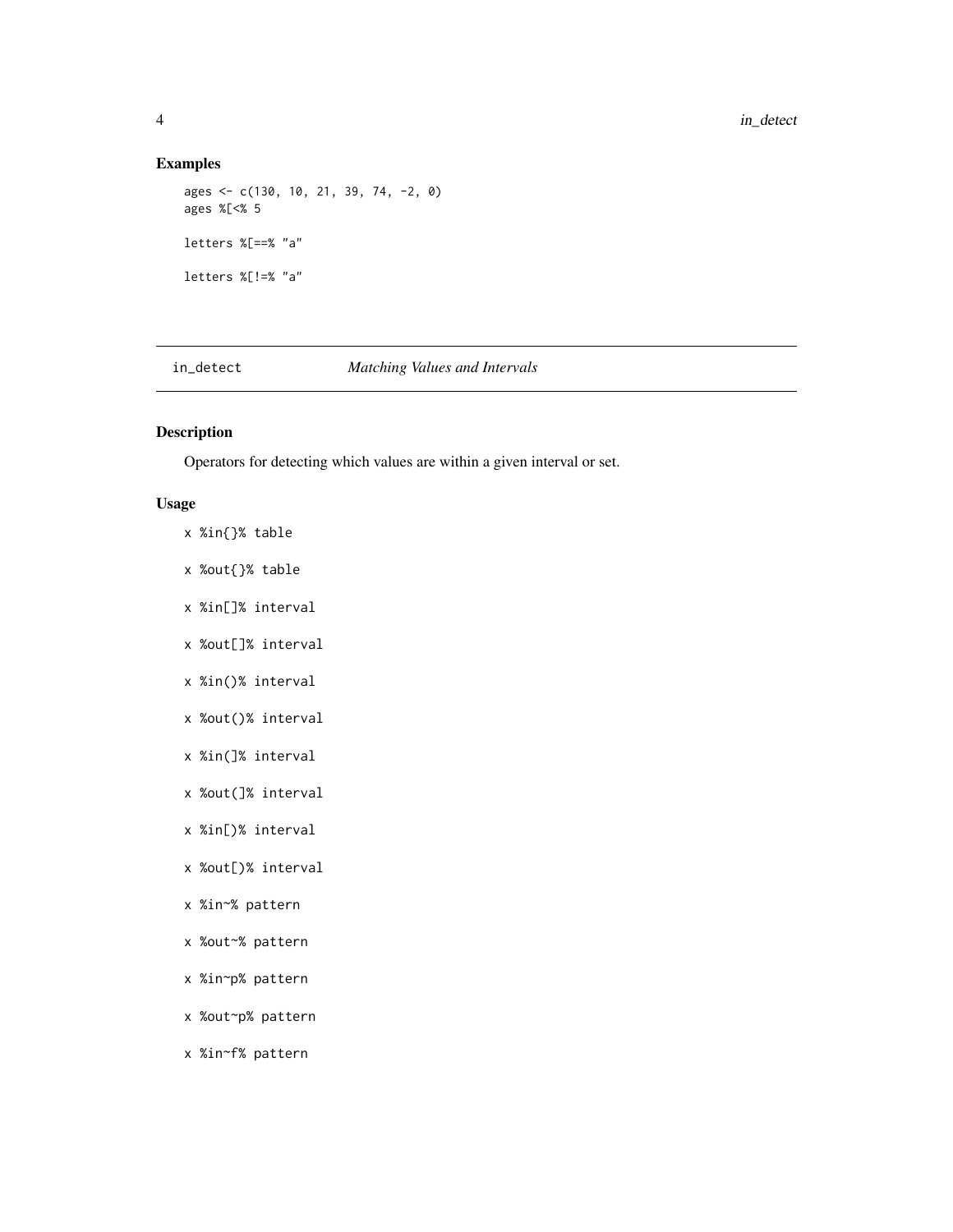### Examples

```
ages <- c(130, 10, 21, 39, 74, -2, 0)
ages %[<% 5

letters %[==% "a"

letters %[!=% "a"
```

---

## in_detect *Matching Values and Intervals*

---

### Description

Operators for detecting which values are within a given interval or set.

### Usage

```
x %in{}% table

x %out{}% table

x %in[]% interval

x %out[]% interval

x %in()% interval

x %out()% interval

x %in(]% interval

x %out(]% interval

x %in[)% interval

x %out[)% interval

x %in~% pattern

x %out~% pattern

x %in~p% pattern

x %out~p% pattern

x %in~f% pattern
```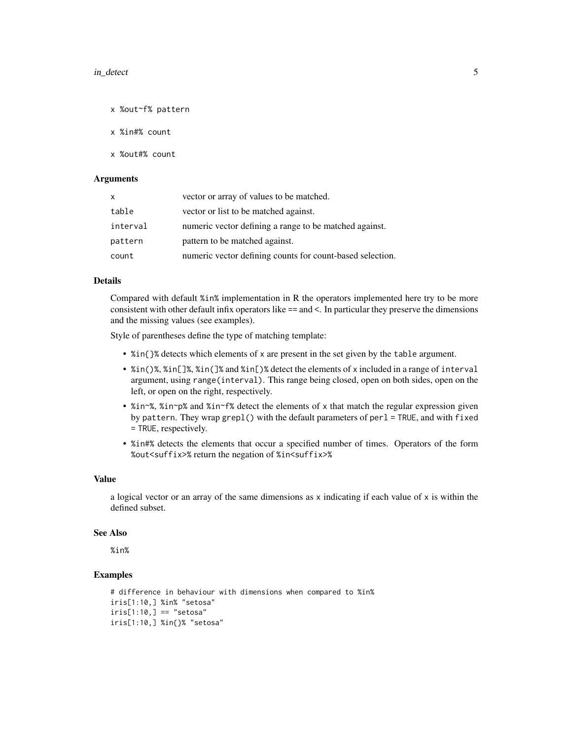```
x %out~f% pattern

x %in#% count

x %out#% count
```

### Arguments

| | |
|---|---|
| `x` | vector or array of values to be matched. |
| `table` | vector or list to be matched against. |
| `interval` | numeric vector defining a range to be matched against. |
| `pattern` | pattern to be matched against. |
| `count` | numeric vector defining counts for count-based selection. |

### Details

Compared with default `%in%` implementation in R the operators implemented here try to be more consistent with other default infix operators like == and <. In particular they preserve the dimensions and the missing values (see examples).

Style of parentheses define the type of matching template:

- `%in{}%` detects which elements of `x` are present in the set given by the `table` argument.
- `%in()%`, `%in[]%`, `%in(]%` and `%in[)%` detect the elements of `x` included in a range of `interval` argument, using `range(interval)`. This range being closed, open on both sides, open on the left, or open on the right, respectively.
- `%in~%`, `%in~p%` and `%in~f%` detect the elements of `x` that match the regular expression given by `pattern`. They wrap `grepl()` with the default parameters of `perl = TRUE`, and with `fixed = TRUE`, respectively.
- `%in#%` detects the elements that occur a specified number of times. Operators of the form `%out<suffix>%` return the negation of `%in<suffix>%`

### Value

a logical vector or an array of the same dimensions as `x` indicating if each value of `x` is within the defined subset.

### See Also

`%in%`

### Examples

```
# difference in behaviour with dimensions when compared to %in%
iris[1:10,] %in% "setosa"
iris[1:10,] == "setosa"
iris[1:10,] %in{}% "setosa"
```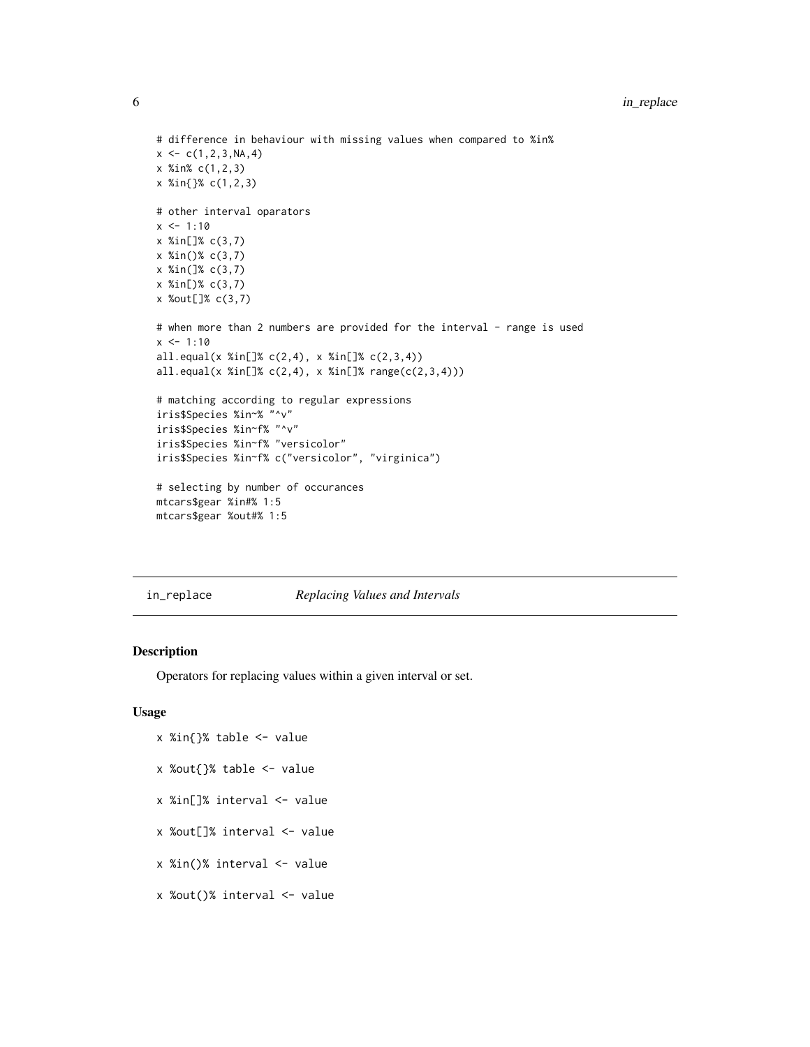```
# difference in behaviour with missing values when compared to %in%
x <- c(1,2,3,NA,4)
x %in% c(1,2,3)
x %in{}% c(1,2,3)

# other interval oparators
x <- 1:10
x %in[]% c(3,7)
x %in()% c(3,7)
x %in(]% c(3,7)
x %in[)% c(3,7)
x %out[]% c(3,7)

# when more than 2 numbers are provided for the interval - range is used
x <- 1:10
all.equal(x %in[]% c(2,4), x %in[]% c(2,3,4))
all.equal(x %in[]% c(2,4), x %in[]% range(c(2,3,4)))

# matching according to regular expressions
iris$Species %in~% "^v"
iris$Species %in~f% "^v"
iris$Species %in~f% "versicolor"
iris$Species %in~f% c("versicolor", "virginica")

# selecting by number of occurances
mtcars$gear %in#% 1:5
mtcars$gear %out#% 1:5
```

## in_replace    *Replacing Values and Intervals*

### Description

Operators for replacing values within a given interval or set.

### Usage

```
x %in{}% table <- value

x %out{}% table <- value

x %in[]% interval <- value

x %out[]% interval <- value

x %in()% interval <- value

x %out()% interval <- value
```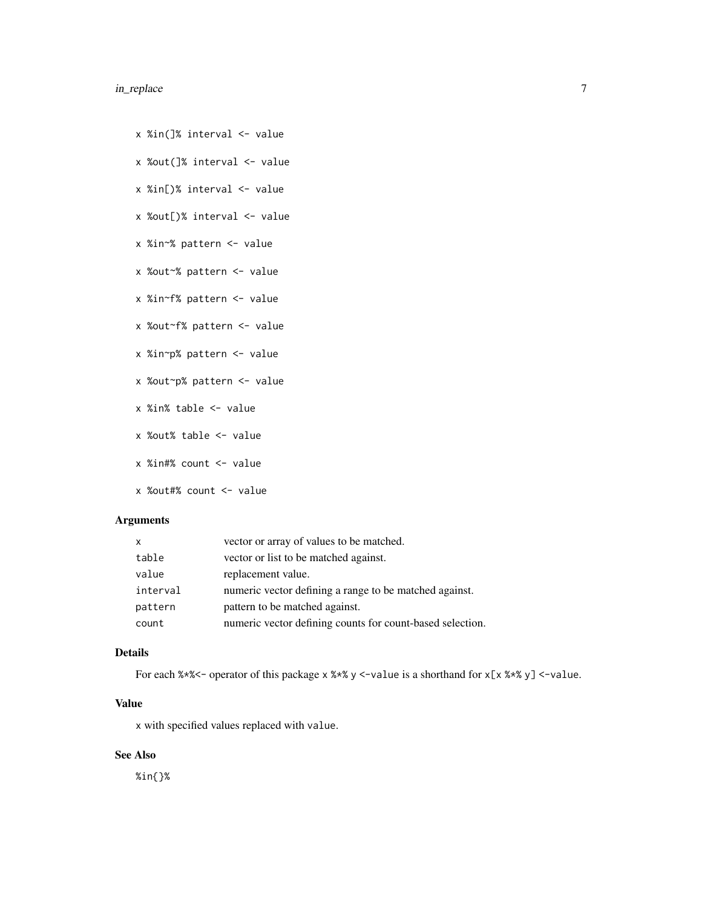```
x %in(]% interval <- value

x %out(]% interval <- value

x %in[)% interval <- value

x %out[)% interval <- value

x %in~% pattern <- value

x %out~% pattern <- value

x %in~f% pattern <- value

x %out~f% pattern <- value

x %in~p% pattern <- value

x %out~p% pattern <- value

x %in% table <- value

x %out% table <- value

x %in#% count <- value

x %out#% count <- value
```

## Arguments

| | |
|---|---|
| `x` | vector or array of values to be matched. |
| `table` | vector or list to be matched against. |
| `value` | replacement value. |
| `interval` | numeric vector defining a range to be matched against. |
| `pattern` | pattern to be matched against. |
| `count` | numeric vector defining counts for count-based selection. |

## Details

For each `%*%<-` operator of this package `x %*% y <-value` is a shorthand for `x[x %*% y] <-value`.

## Value

`x` with specified values replaced with `value`.

## See Also

`%in{}%`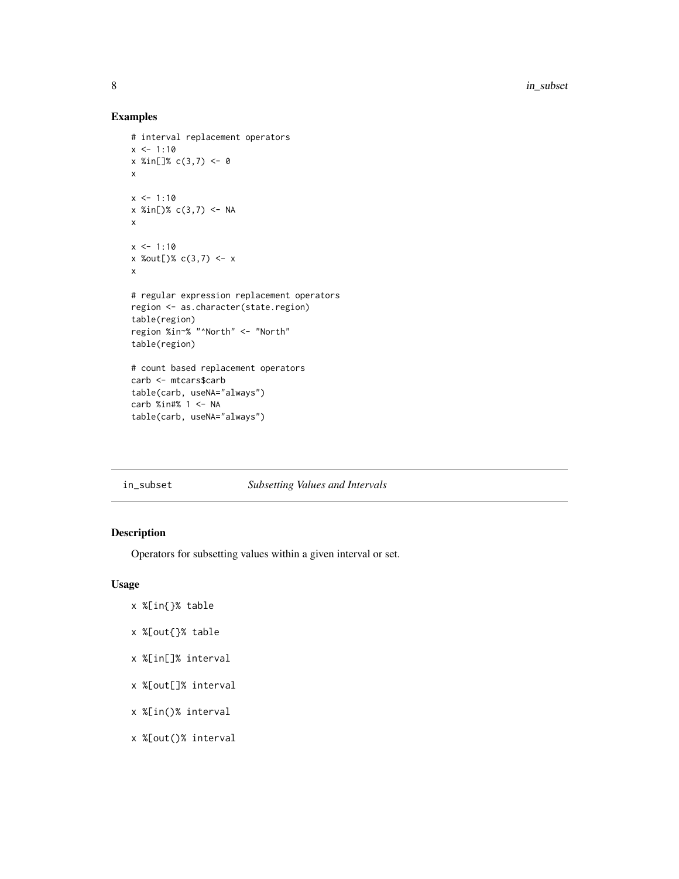## Examples

```
# interval replacement operators
x <- 1:10
x %in[]% c(3,7) <- 0
x

x <- 1:10
x %in[)% c(3,7) <- NA
x

x <- 1:10
x %out[)% c(3,7) <- x
x

# regular expression replacement operators
region <- as.character(state.region)
table(region)
region %in~% "^North" <- "North"
table(region)

# count based replacement operators
carb <- mtcars$carb
table(carb, useNA="always")
carb %in#% 1 <- NA
table(carb, useNA="always")
```

---

in_subset *Subsetting Values and Intervals*

---

## Description

Operators for subsetting values within a given interval or set.

## Usage

```
x %[in{}% table

x %[out{}% table

x %[in[]% interval

x %[out[]% interval

x %[in()% interval

x %[out()% interval
```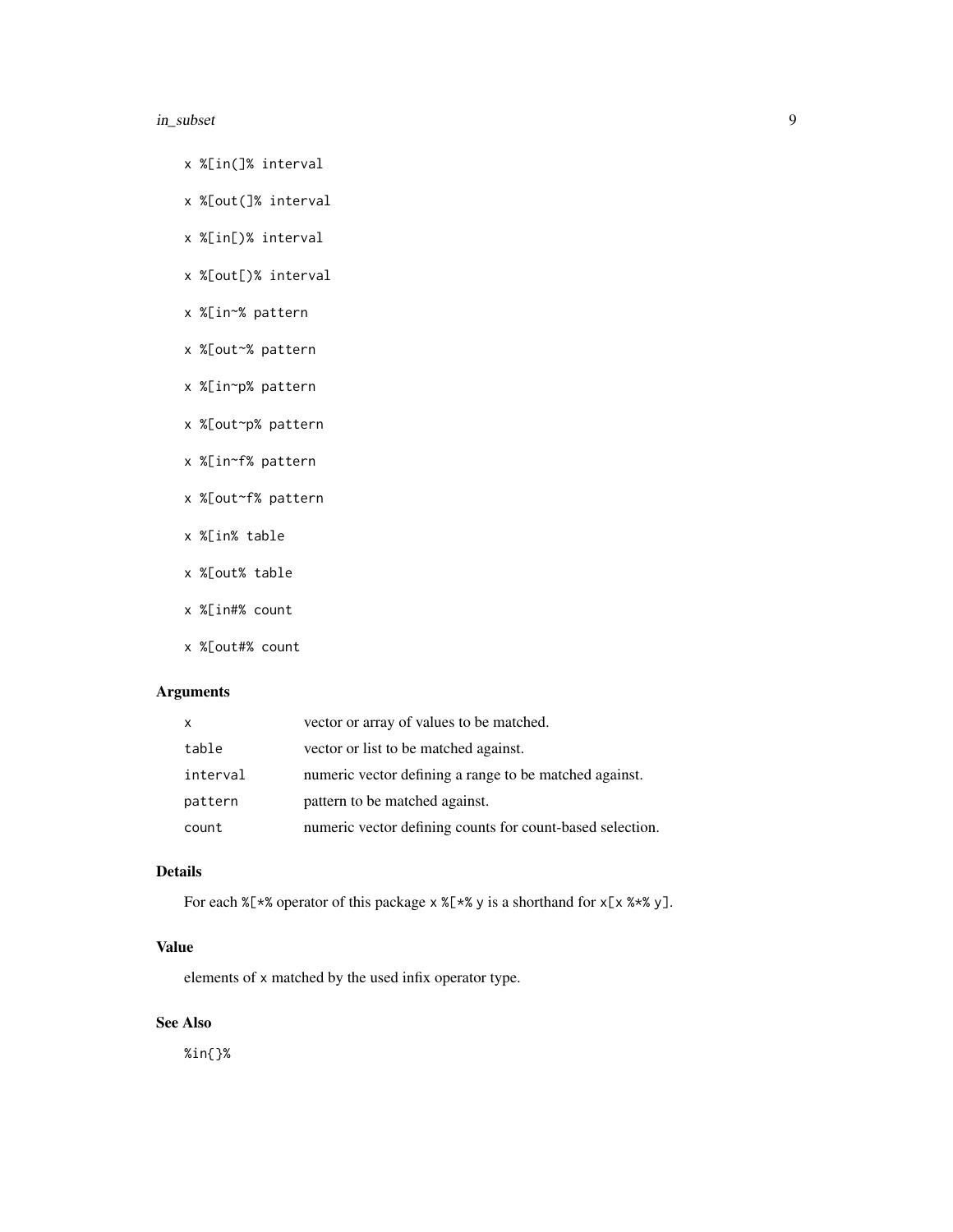```
x %[in(]% interval

x %[out(]% interval

x %[in[)% interval

x %[out[)% interval

x %[in~% pattern

x %[out~% pattern

x %[in~p% pattern

x %[out~p% pattern

x %[in~f% pattern

x %[out~f% pattern

x %[in% table

x %[out% table

x %[in#% count

x %[out#% count
```

## Arguments

| | |
|---|---|
| x | vector or array of values to be matched. |
| table | vector or list to be matched against. |
| interval | numeric vector defining a range to be matched against. |
| pattern | pattern to be matched against. |
| count | numeric vector defining counts for count-based selection. |

## Details

For each `%[*%` operator of this package `x %[*% y` is a shorthand for `x[x %*% y]`.

## Value

elements of `x` matched by the used infix operator type.

## See Also

`%in{}%`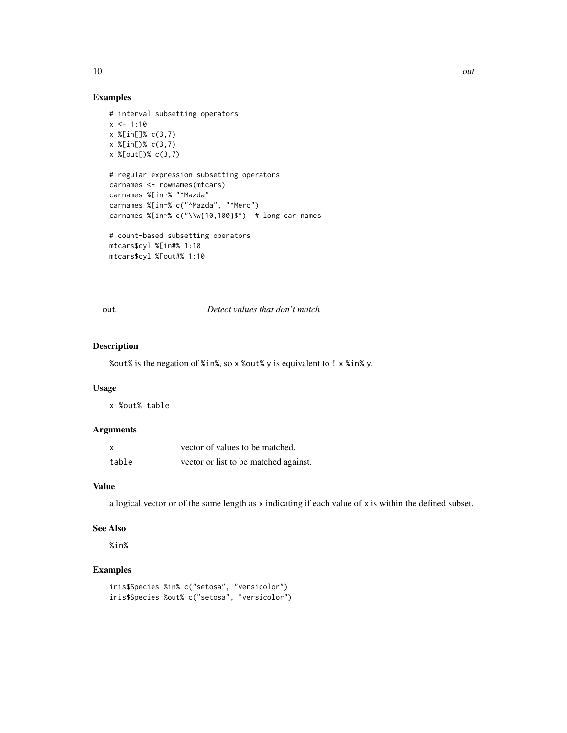## Examples

```
# interval subsetting operators
x <- 1:10
x %[in[]% c(3,7)
x %[in[)% c(3,7)
x %[out[)% c(3,7)

# regular expression subsetting operators
carnames <- rownames(mtcars)
carnames %[in~% "^Mazda"
carnames %[in~% c("^Mazda", "^Merc")
carnames %[in~% c("\\w{10,100}$")  # long car names

# count-based subsetting operators
mtcars$cyl %[in#% 1:10
mtcars$cyl %[out#% 1:10
```

---

# out — *Detect values that don't match*

## Description

`%out%` is the negation of `%in%`, so `x %out% y` is equivalent to `! x %in% y`.

## Usage

```
x %out% table
```

## Arguments

| | |
|---|---|
| `x` | vector of values to be matched. |
| `table` | vector or list to be matched against. |

## Value

a logical vector or of the same length as `x` indicating if each value of `x` is within the defined subset.

## See Also

`%in%`

## Examples

```
iris$Species %in% c("setosa", "versicolor")
iris$Species %out% c("setosa", "versicolor")
```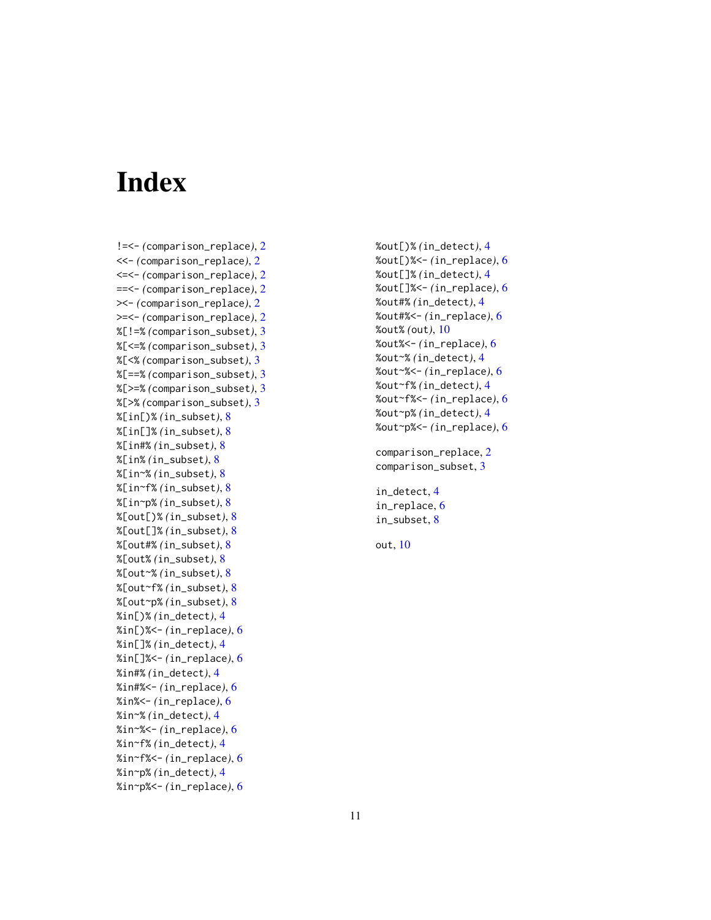# Index

!=<- (comparison_replace), 2
<<- (comparison_replace), 2
<=<- (comparison_replace), 2
==<- (comparison_replace), 2
><- (comparison_replace), 2
>=<- (comparison_replace), 2
%[!=% (comparison_subset), 3
%[<=% (comparison_subset), 3
%[<% (comparison_subset), 3
%[==% (comparison_subset), 3
%[>=% (comparison_subset), 3
%[>% (comparison_subset), 3
%[in()% (in_subset), 8
%[in[]% (in_subset), 8
%[in#% (in_subset), 8
%[in% (in_subset), 8
%[in~% (in_subset), 8
%[in~f% (in_subset), 8
%[in~p% (in_subset), 8
%[out[)% (in_subset), 8
%[out[]% (in_subset), 8
%[out#% (in_subset), 8
%[out% (in_subset), 8
%[out~% (in_subset), 8
%[out~f% (in_subset), 8
%[out~p% (in_subset), 8
%in[)% (in_detect), 4
%in[)%<- (in_replace), 6
%in[]% (in_detect), 4
%in[]%<- (in_replace), 6
%in#% (in_detect), 4
%in#%<- (in_replace), 6
%in%<- (in_replace), 6
%in~% (in_detect), 4
%in~%<- (in_replace), 6
%in~f% (in_detect), 4
%in~f%<- (in_replace), 6
%in~p% (in_detect), 4
%in~p%<- (in_replace), 6
%out[)% (in_detect), 4
%out[)%<- (in_replace), 6
%out[]% (in_detect), 4
%out[]%<- (in_replace), 6
%out#% (in_detect), 4
%out#%<- (in_replace), 6
%out% (out), 10
%out%<- (in_replace), 6
%out~% (in_detect), 4
%out~%<- (in_replace), 6
%out~f% (in_detect), 4
%out~f%<- (in_replace), 6
%out~p% (in_detect), 4
%out~p%<- (in_replace), 6

comparison_replace, 2
comparison_subset, 3

in_detect, 4
in_replace, 6
in_subset, 8

out, 10